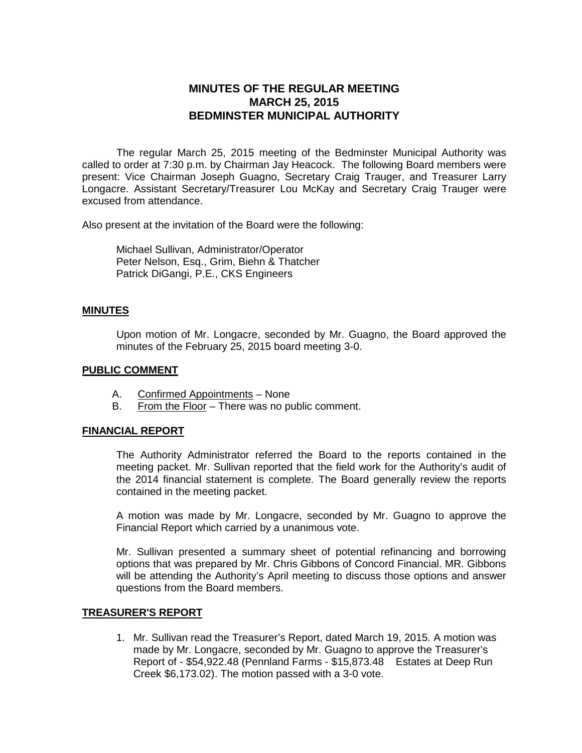# MINUTES OF THE REGULAR MEETING
# MARCH 25, 2015
# BEDMINSTER MUNICIPAL AUTHORITY

The regular March 25, 2015 meeting of the Bedminster Municipal Authority was called to order at 7:30 p.m. by Chairman Jay Heacock. The following Board members were present: Vice Chairman Joseph Guagno, Secretary Craig Trauger, and Treasurer Larry Longacre. Assistant Secretary/Treasurer Lou McKay and Secretary Craig Trauger were excused from attendance.

Also present at the invitation of the Board were the following:

Michael Sullivan, Administrator/Operator
Peter Nelson, Esq., Grim, Biehn & Thatcher
Patrick DiGangi, P.E., CKS Engineers

## MINUTES

Upon motion of Mr. Longacre, seconded by Mr. Guagno, the Board approved the minutes of the February 25, 2015 board meeting 3-0.

## PUBLIC COMMENT

A. Confirmed Appointments – None
B. From the Floor – There was no public comment.

## FINANCIAL REPORT

The Authority Administrator referred the Board to the reports contained in the meeting packet. Mr. Sullivan reported that the field work for the Authority's audit of the 2014 financial statement is complete. The Board generally review the reports contained in the meeting packet.

A motion was made by Mr. Longacre, seconded by Mr. Guagno to approve the Financial Report which carried by a unanimous vote.

Mr. Sullivan presented a summary sheet of potential refinancing and borrowing options that was prepared by Mr. Chris Gibbons of Concord Financial. MR. Gibbons will be attending the Authority's April meeting to discuss those options and answer questions from the Board members.

## TREASURER'S REPORT

1. Mr. Sullivan read the Treasurer's Report, dated March 19, 2015. A motion was made by Mr. Longacre, seconded by Mr. Guagno to approve the Treasurer's Report of - $54,922.48 (Pennland Farms - $15,873.48  Estates at Deep Run Creek $6,173.02). The motion passed with a 3-0 vote.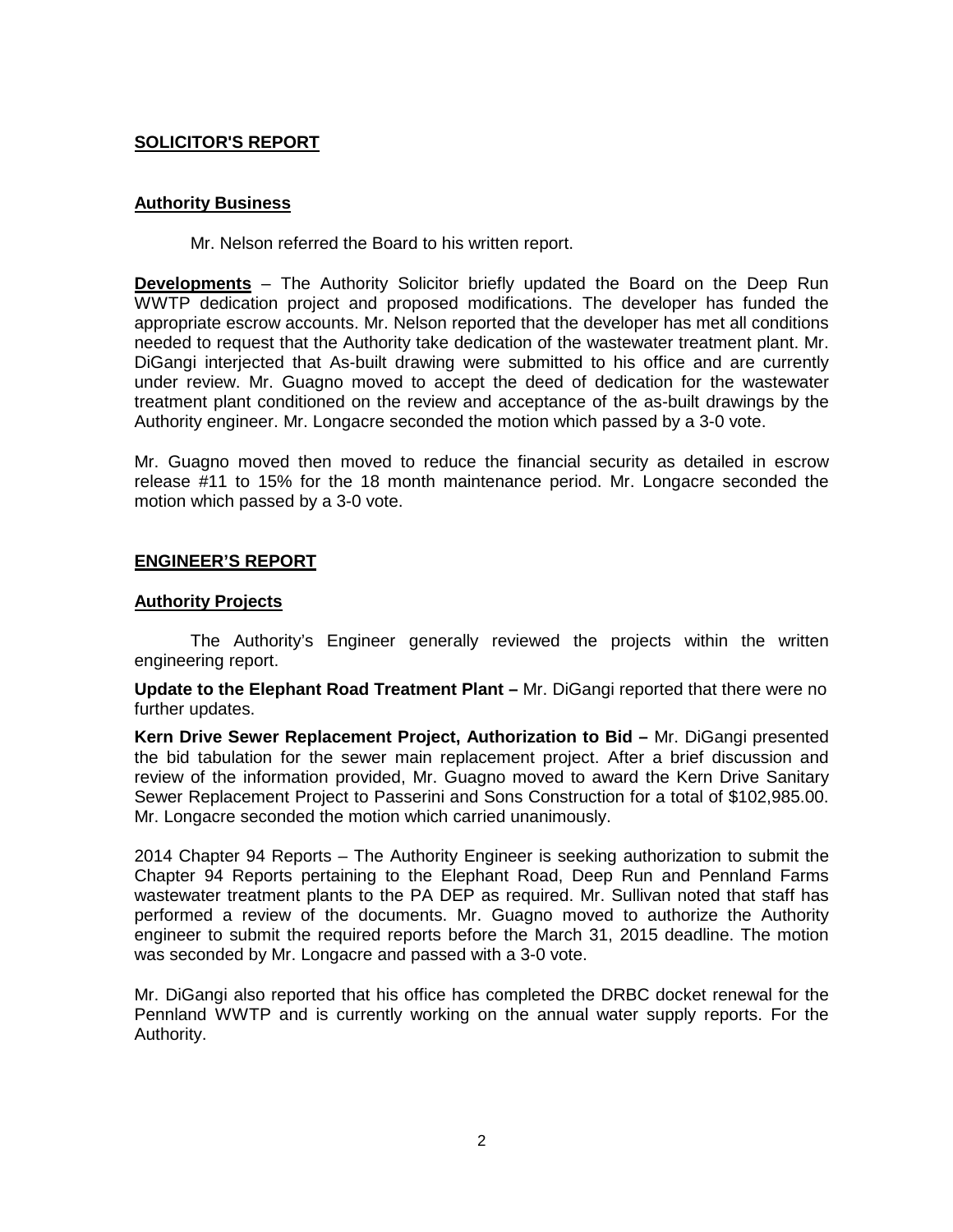## SOLICITOR'S REPORT

### Authority Business

Mr. Nelson referred the Board to his written report.

**Developments** – The Authority Solicitor briefly updated the Board on the Deep Run WWTP dedication project and proposed modifications. The developer has funded the appropriate escrow accounts. Mr. Nelson reported that the developer has met all conditions needed to request that the Authority take dedication of the wastewater treatment plant. Mr. DiGangi interjected that As-built drawing were submitted to his office and are currently under review. Mr. Guagno moved to accept the deed of dedication for the wastewater treatment plant conditioned on the review and acceptance of the as-built drawings by the Authority engineer. Mr. Longacre seconded the motion which passed by a 3-0 vote.

Mr. Guagno moved then moved to reduce the financial security as detailed in escrow release #11 to 15% for the 18 month maintenance period. Mr. Longacre seconded the motion which passed by a 3-0 vote.

## ENGINEER'S REPORT

### Authority Projects

The Authority's Engineer generally reviewed the projects within the written engineering report.

**Update to the Elephant Road Treatment Plant –** Mr. DiGangi reported that there were no further updates.

**Kern Drive Sewer Replacement Project, Authorization to Bid –** Mr. DiGangi presented the bid tabulation for the sewer main replacement project. After a brief discussion and review of the information provided, Mr. Guagno moved to award the Kern Drive Sanitary Sewer Replacement Project to Passerini and Sons Construction for a total of $102,985.00. Mr. Longacre seconded the motion which carried unanimously.

2014 Chapter 94 Reports – The Authority Engineer is seeking authorization to submit the Chapter 94 Reports pertaining to the Elephant Road, Deep Run and Pennland Farms wastewater treatment plants to the PA DEP as required. Mr. Sullivan noted that staff has performed a review of the documents. Mr. Guagno moved to authorize the Authority engineer to submit the required reports before the March 31, 2015 deadline. The motion was seconded by Mr. Longacre and passed with a 3-0 vote.

Mr. DiGangi also reported that his office has completed the DRBC docket renewal for the Pennland WWTP and is currently working on the annual water supply reports. For the Authority.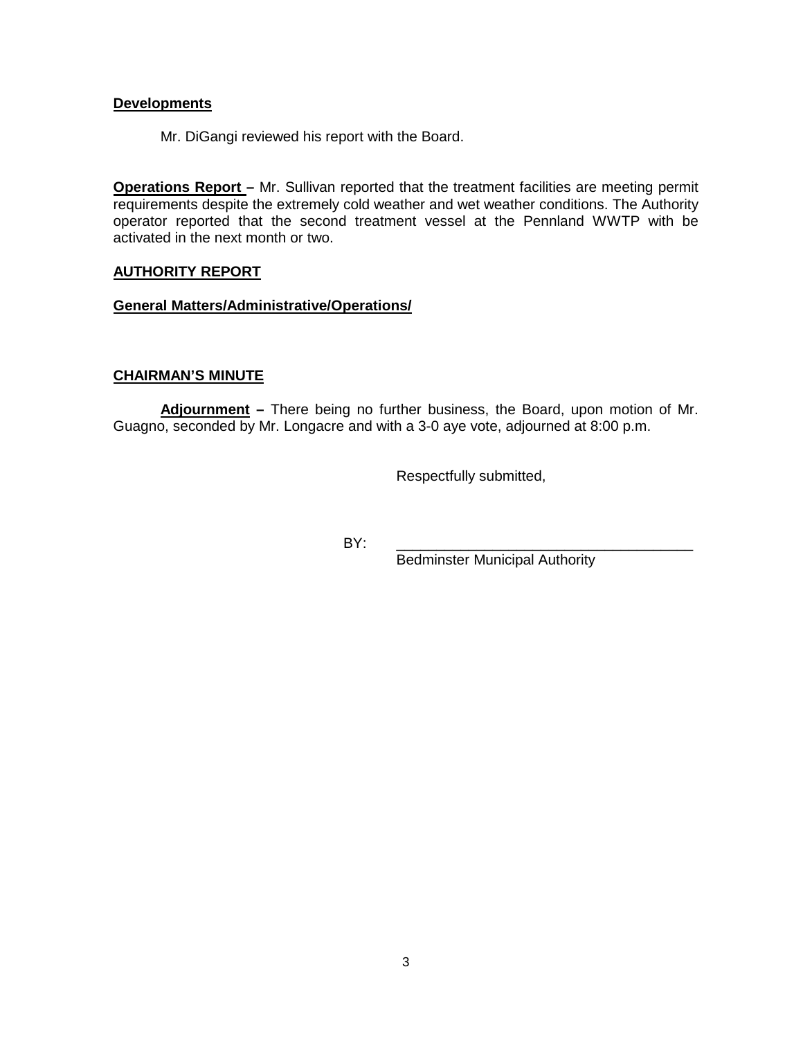**Developments**

Mr. DiGangi reviewed his report with the Board.

**Operations Report –** Mr. Sullivan reported that the treatment facilities are meeting permit requirements despite the extremely cold weather and wet weather conditions. The Authority operator reported that the second treatment vessel at the Pennland WWTP with be activated in the next month or two.

**AUTHORITY REPORT**

**General Matters/Administrative/Operations/**

**CHAIRMAN'S MINUTE**

**Adjournment –** There being no further business, the Board, upon motion of Mr. Guagno, seconded by Mr. Longacre and with a 3-0 aye vote, adjourned at 8:00 p.m.

Respectfully submitted,

BY: \_\_\_\_\_\_\_\_\_\_\_\_\_\_\_\_\_\_\_\_\_\_\_\_\_\_\_\_\_\_\_\_\_\_\_\_\_\_
Bedminster Municipal Authority